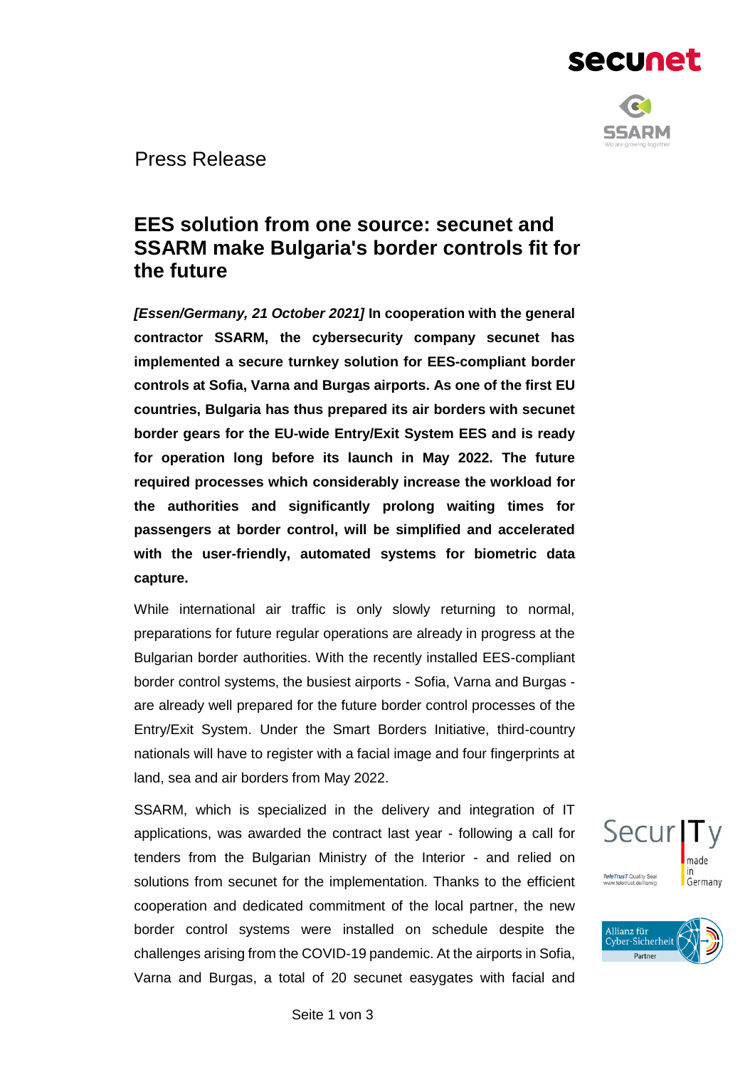Press Release

# EES solution from one source: secunet and SSARM make Bulgaria's border controls fit for the future

***[Essen/Germany, 21 October 2021]* In cooperation with the general contractor SSARM, the cybersecurity company secunet has implemented a secure turnkey solution for EES-compliant border controls at Sofia, Varna and Burgas airports. As one of the first EU countries, Bulgaria has thus prepared its air borders with secunet border gears for the EU-wide Entry/Exit System EES and is ready for operation long before its launch in May 2022. The future required processes which considerably increase the workload for the authorities and significantly prolong waiting times for passengers at border control, will be simplified and accelerated with the user-friendly, automated systems for biometric data capture.**

While international air traffic is only slowly returning to normal, preparations for future regular operations are already in progress at the Bulgarian border authorities. With the recently installed EES-compliant border control systems, the busiest airports - Sofia, Varna and Burgas - are already well prepared for the future border control processes of the Entry/Exit System. Under the Smart Borders Initiative, third-country nationals will have to register with a facial image and four fingerprints at land, sea and air borders from May 2022.

SSARM, which is specialized in the delivery and integration of IT applications, was awarded the contract last year - following a call for tenders from the Bulgarian Ministry of the Interior - and relied on solutions from secunet for the implementation. Thanks to the efficient cooperation and dedicated commitment of the local partner, the new border control systems were installed on schedule despite the challenges arising from the COVID-19 pandemic. At the airports in Sofia, Varna and Burgas, a total of 20 secunet easygates with facial and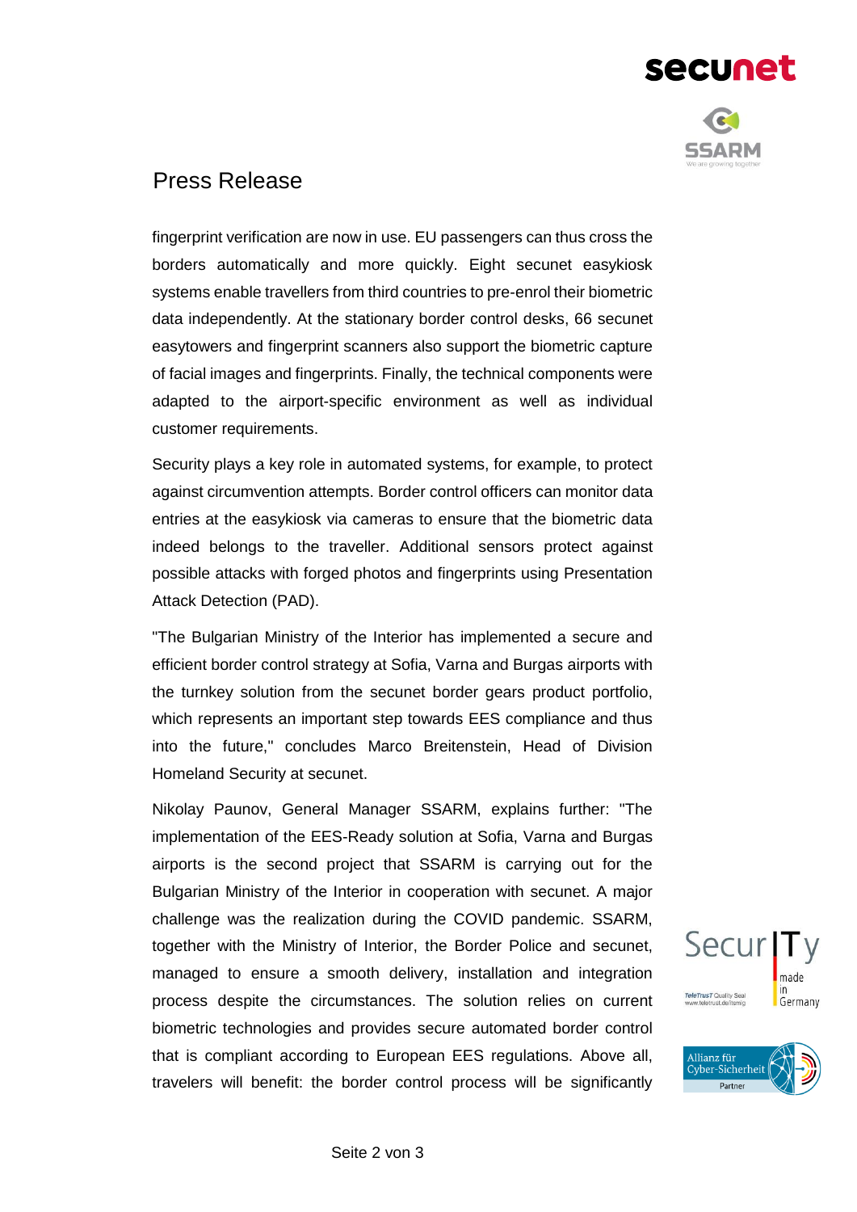# Press Release

fingerprint verification are now in use. EU passengers can thus cross the borders automatically and more quickly. Eight secunet easykiosk systems enable travellers from third countries to pre-enrol their biometric data independently. At the stationary border control desks, 66 secunet easytowers and fingerprint scanners also support the biometric capture of facial images and fingerprints. Finally, the technical components were adapted to the airport-specific environment as well as individual customer requirements.

Security plays a key role in automated systems, for example, to protect against circumvention attempts. Border control officers can monitor data entries at the easykiosk via cameras to ensure that the biometric data indeed belongs to the traveller. Additional sensors protect against possible attacks with forged photos and fingerprints using Presentation Attack Detection (PAD).

"The Bulgarian Ministry of the Interior has implemented a secure and efficient border control strategy at Sofia, Varna and Burgas airports with the turnkey solution from the secunet border gears product portfolio, which represents an important step towards EES compliance and thus into the future," concludes Marco Breitenstein, Head of Division Homeland Security at secunet.

Nikolay Paunov, General Manager SSARM, explains further: "The implementation of the EES-Ready solution at Sofia, Varna and Burgas airports is the second project that SSARM is carrying out for the Bulgarian Ministry of the Interior in cooperation with secunet. A major challenge was the realization during the COVID pandemic. SSARM, together with the Ministry of Interior, the Border Police and secunet, managed to ensure a smooth delivery, installation and integration process despite the circumstances. The solution relies on current biometric technologies and provides secure automated border control that is compliant according to European EES regulations. Above all, travelers will benefit: the border control process will be significantly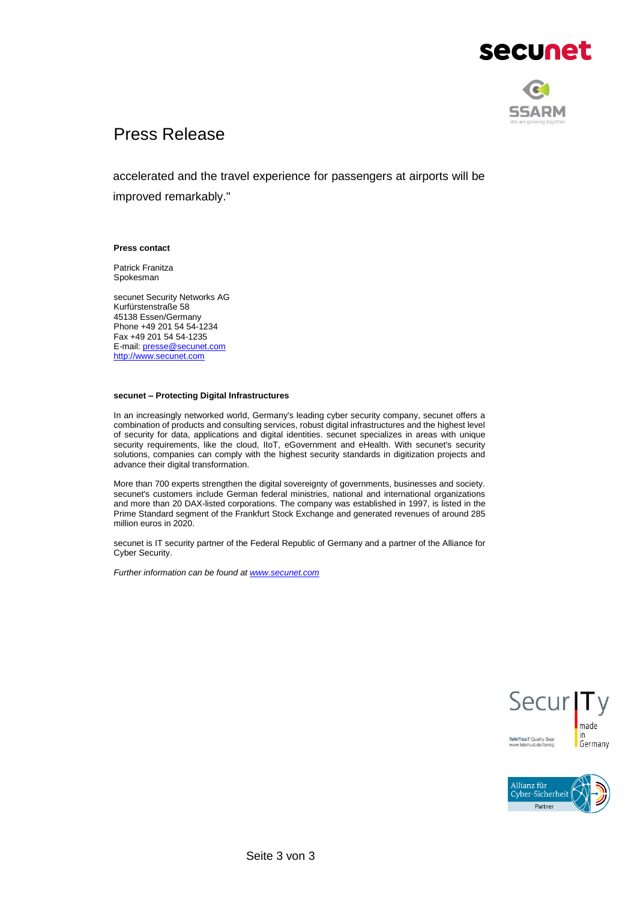# Press Release

accelerated and the travel experience for passengers at airports will be improved remarkably."

**Press contact**

Patrick Franitza
Spokesman

secunet Security Networks AG
Kurfürstenstraße 58
45138 Essen/Germany
Phone +49 201 54 54-1234
Fax +49 201 54 54-1235
E-mail: presse@secunet.com
http://www.secunet.com

**secunet – Protecting Digital Infrastructures**

In an increasingly networked world, Germany's leading cyber security company, secunet offers a combination of products and consulting services, robust digital infrastructures and the highest level of security for data, applications and digital identities. secunet specializes in areas with unique security requirements, like the cloud, IIoT, eGovernment and eHealth. With secunet's security solutions, companies can comply with the highest security standards in digitization projects and advance their digital transformation.

More than 700 experts strengthen the digital sovereignty of governments, businesses and society. secunet's customers include German federal ministries, national and international organizations and more than 20 DAX-listed corporations. The company was established in 1997, is listed in the Prime Standard segment of the Frankfurt Stock Exchange and generated revenues of around 285 million euros in 2020.

secunet is IT security partner of the Federal Republic of Germany and a partner of the Alliance for Cyber Security.

*Further information can be found at www.secunet.com*